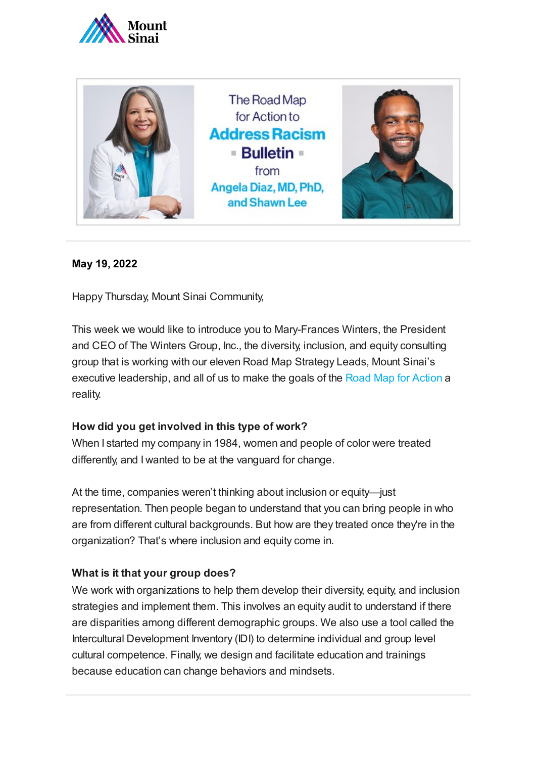Mount Sinai

The Road Map for Action to **Address Racism** ▪ **Bulletin** ▪ from Angela Diaz, MD, PhD, and Shawn Lee

---

**May 19, 2022**

Happy Thursday, Mount Sinai Community,

This week we would like to introduce you to Mary-Frances Winters, the President and CEO of The Winters Group, Inc., the diversity, inclusion, and equity consulting group that is working with our eleven Road Map Strategy Leads, Mount Sinai's executive leadership, and all of us to make the goals of the Road Map for Action a reality.

**How did you get involved in this type of work?**
When I started my company in 1984, women and people of color were treated differently, and I wanted to be at the vanguard for change.

At the time, companies weren't thinking about inclusion or equity—just representation. Then people began to understand that you can bring people in who are from different cultural backgrounds. But how are they treated once they're in the organization? That's where inclusion and equity come in.

**What is it that your group does?**
We work with organizations to help them develop their diversity, equity, and inclusion strategies and implement them. This involves an equity audit to understand if there are disparities among different demographic groups. We also use a tool called the Intercultural Development Inventory (IDI) to determine individual and group level cultural competence. Finally, we design and facilitate education and trainings because education can change behaviors and mindsets.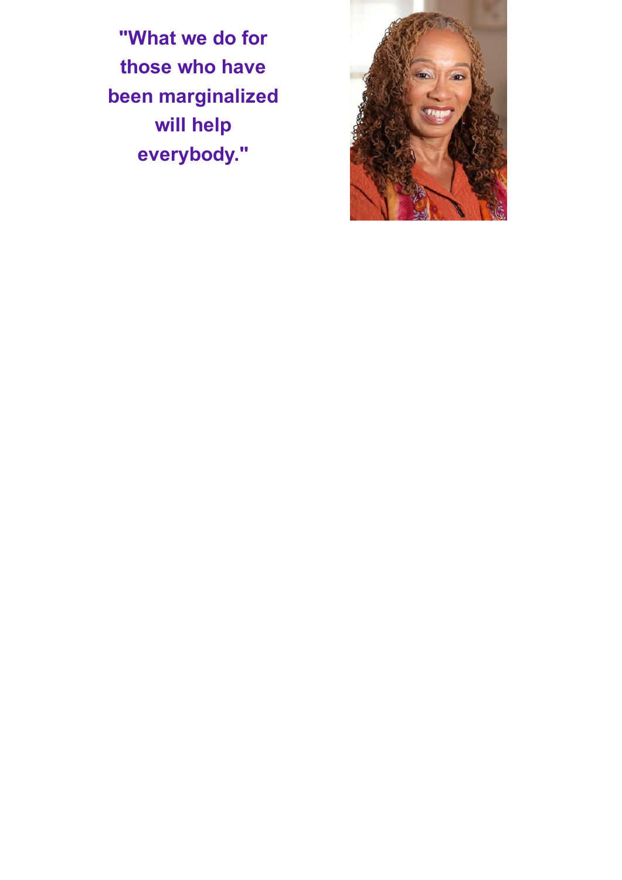**"What we do for those who have been marginalized will help everybody."**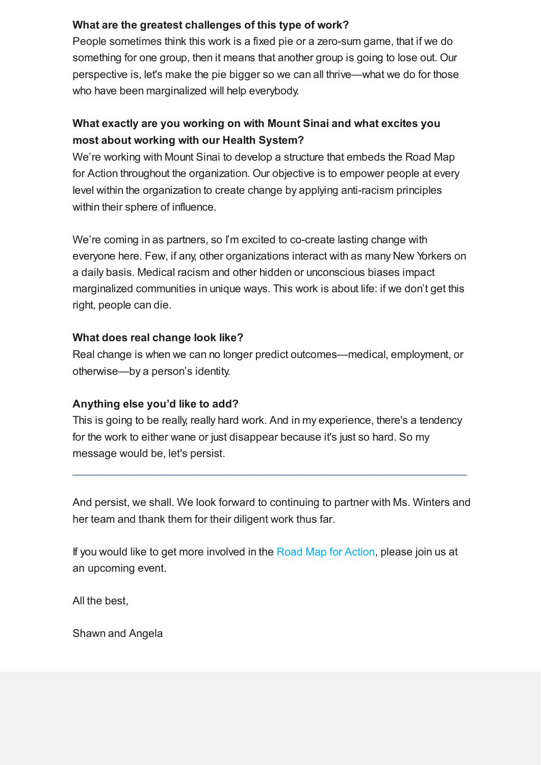**What are the greatest challenges of this type of work?**
People sometimes think this work is a fixed pie or a zero-sum game, that if we do something for one group, then it means that another group is going to lose out. Our perspective is, let's make the pie bigger so we can all thrive—what we do for those who have been marginalized will help everybody.

**What exactly are you working on with Mount Sinai and what excites you most about working with our Health System?**
We're working with Mount Sinai to develop a structure that embeds the Road Map for Action throughout the organization. Our objective is to empower people at every level within the organization to create change by applying anti-racism principles within their sphere of influence.

We're coming in as partners, so I'm excited to co-create lasting change with everyone here. Few, if any, other organizations interact with as many New Yorkers on a daily basis. Medical racism and other hidden or unconscious biases impact marginalized communities in unique ways. This work is about life: if we don't get this right, people can die.

**What does real change look like?**
Real change is when we can no longer predict outcomes—medical, employment, or otherwise—by a person's identity.

**Anything else you'd like to add?**
This is going to be really, really hard work. And in my experience, there's a tendency for the work to either wane or just disappear because it's just so hard. So my message would be, let's persist.

---

And persist, we shall. We look forward to continuing to partner with Ms. Winters and her team and thank them for their diligent work thus far.

If you would like to get more involved in the Road Map for Action, please join us at an upcoming event.

All the best,

Shawn and Angela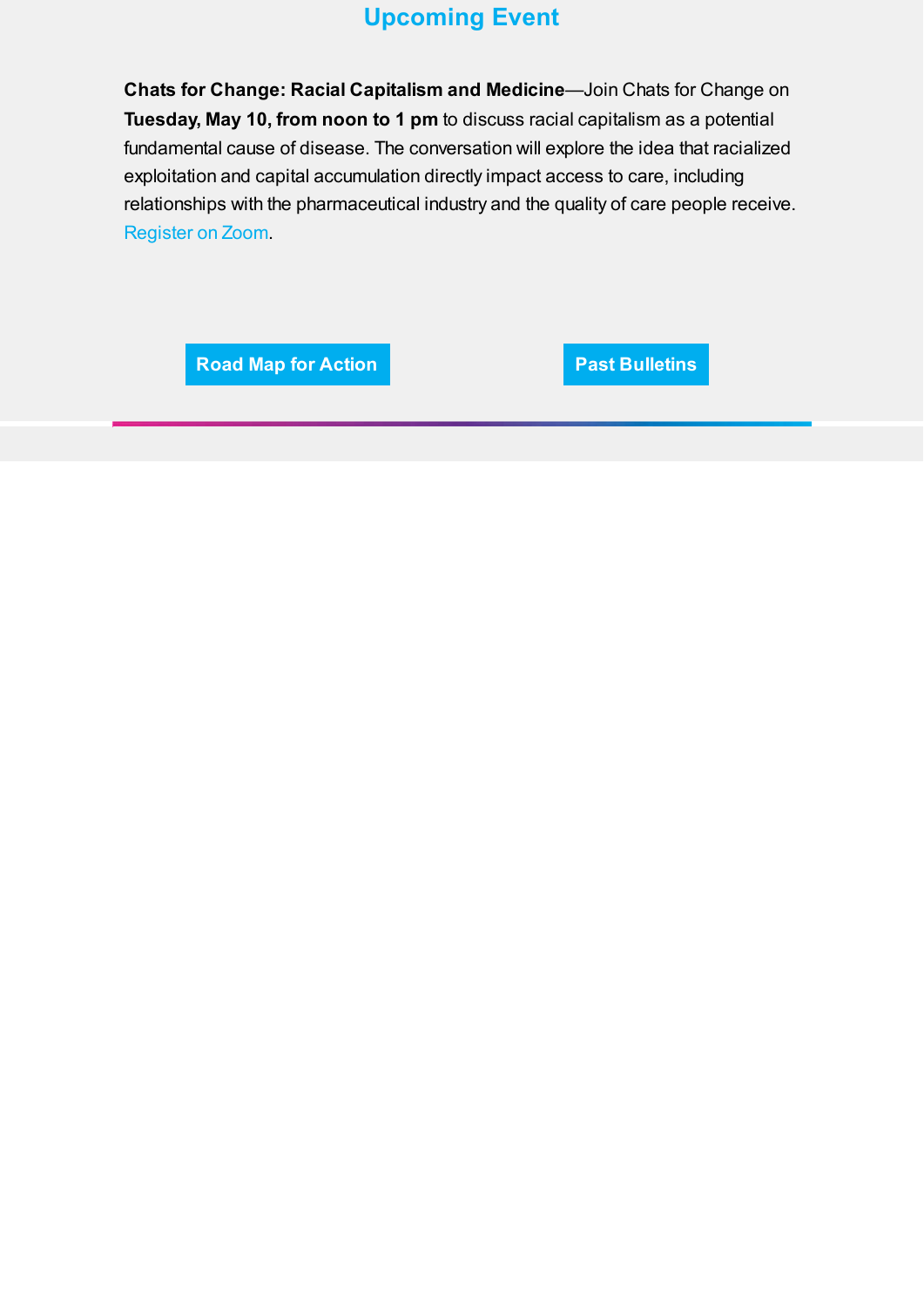## Upcoming Event

**Chats for Change: Racial Capitalism and Medicine**—Join Chats for Change on **Tuesday, May 10, from noon to 1 pm** to discuss racial capitalism as a potential fundamental cause of disease. The conversation will explore the idea that racialized exploitation and capital accumulation directly impact access to care, including relationships with the pharmaceutical industry and the quality of care people receive. Register on Zoom.

Road Map for Action

Past Bulletins